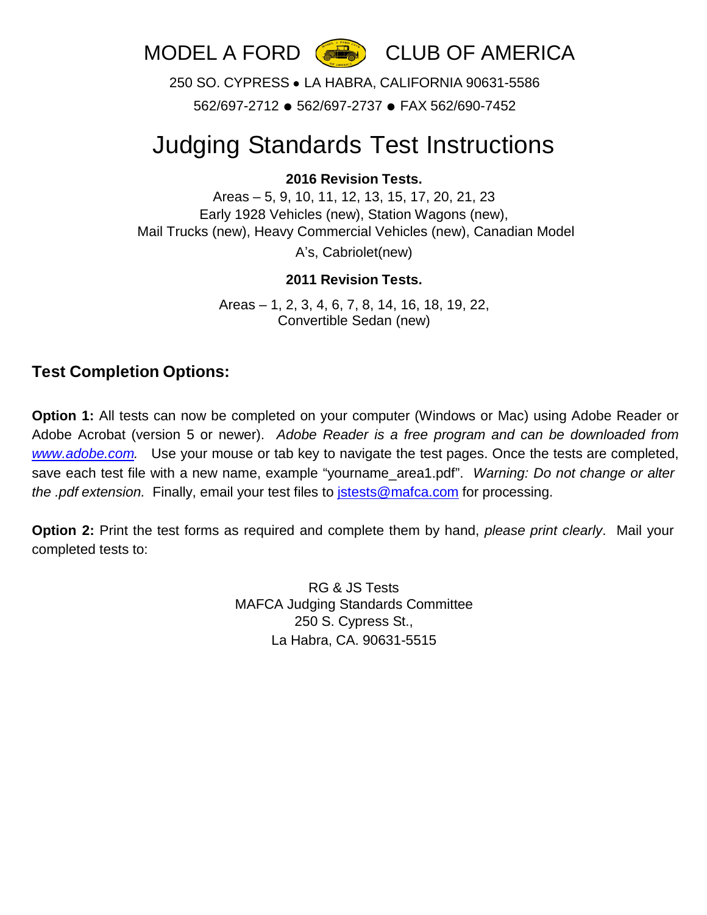# MODEL A FORD CLUB OF AMERICA

250 SO. CYPRESS • LA HABRA, CALIFORNIA 90631-5586

562/697-2712 ● 562/697-2737 ● FAX 562/690-7452

# Judging Standards Test Instructions

**2016 Revision Tests.**

Areas – 5, 9, 10, 11, 12, 13, 15, 17, 20, 21, 23
Early 1928 Vehicles (new), Station Wagons (new),
Mail Trucks (new), Heavy Commercial Vehicles (new), Canadian Model A's, Cabriolet(new)

**2011 Revision Tests.**

Areas – 1, 2, 3, 4, 6, 7, 8, 14, 16, 18, 19, 22,
Convertible Sedan (new)

## Test Completion Options:

**Option 1:** All tests can now be completed on your computer (Windows or Mac) using Adobe Reader or Adobe Acrobat (version 5 or newer). *Adobe Reader is a free program and can be downloaded from www.adobe.com.* Use your mouse or tab key to navigate the test pages. Once the tests are completed, save each test file with a new name, example "yourname_area1.pdf". *Warning: Do not change or alter the .pdf extension.* Finally, email your test files to jstests@mafca.com for processing.

**Option 2:** Print the test forms as required and complete them by hand, *please print clearly*. Mail your completed tests to:

RG & JS Tests
MAFCA Judging Standards Committee
250 S. Cypress St.,
La Habra, CA. 90631-5515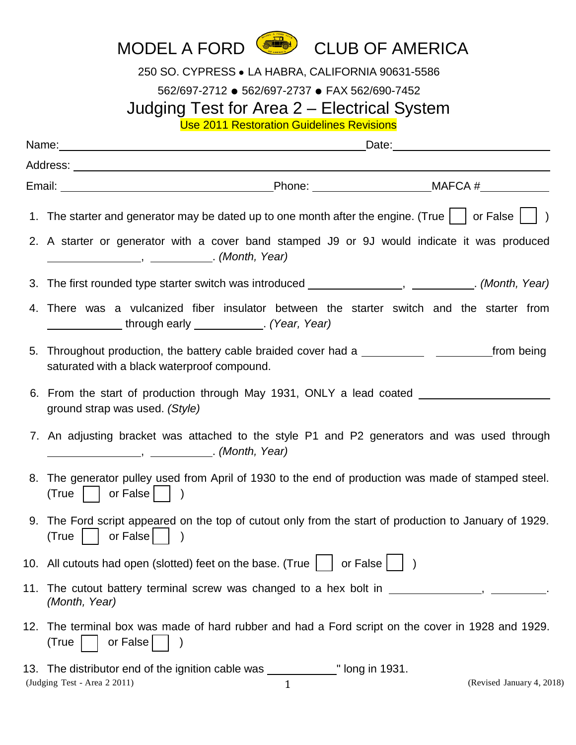# MODEL A FORD CLUB OF AMERICA

250 SO. CYPRESS • LA HABRA, CALIFORNIA 90631-5586

562/697-2712 ● 562/697-2737 ● FAX 562/690-7452

## Judging Test for Area 2 – Electrical System

Use 2011 Restoration Guidelines Revisions

Name:\_\_\_\_\_\_\_\_\_\_\_\_\_\_\_\_\_\_\_\_\_\_\_\_\_\_\_\_\_\_\_\_\_\_\_\_\_\_\_\_\_\_\_\_ Date:\_\_\_\_\_\_\_\_\_\_\_\_\_\_\_\_\_\_\_\_\_\_

Address: \_\_\_\_\_\_\_\_\_\_\_\_\_\_\_\_\_\_\_\_\_\_\_\_\_\_\_\_\_\_\_\_\_\_\_\_\_\_\_\_\_\_\_\_\_\_\_\_\_\_\_\_\_\_\_\_\_\_\_\_\_\_\_\_\_\_\_\_

Email: \_\_\_\_\_\_\_\_\_\_\_\_\_\_\_\_\_\_\_\_\_\_\_\_\_\_\_\_\_ Phone: \_\_\_\_\_\_\_\_\_\_\_\_\_\_\_\_\_ MAFCA # \_\_\_\_\_\_\_\_\_\_

1. The starter and generator may be dated up to one month after the engine. (True ☐ or False ☐ )
2. A starter or generator with a cover band stamped J9 or 9J would indicate it was produced \_\_\_\_\_\_\_\_\_\_\_\_\_\_, \_\_\_\_\_\_\_\_\_\_. *(Month, Year)*
3. The first rounded type starter switch was introduced \_\_\_\_\_\_\_\_\_\_\_\_\_\_, \_\_\_\_\_\_\_\_\_\_. *(Month, Year)*
4. There was a vulcanized fiber insulator between the starter switch and the starter from \_\_\_\_\_\_\_\_\_\_\_ through early \_\_\_\_\_\_\_\_\_\_\_. *(Year, Year)*
5. Throughout production, the battery cable braided cover had a \_\_\_\_\_\_\_\_\_\_ \_\_\_\_\_\_\_\_\_\_ from being saturated with a black waterproof compound.
6. From the start of production through May 1931, ONLY a lead coated \_\_\_\_\_\_\_\_\_\_\_\_\_\_\_\_\_\_\_\_ ground strap was used. *(Style)*
7. An adjusting bracket was attached to the style P1 and P2 generators and was used through \_\_\_\_\_\_\_\_\_\_\_\_\_\_, \_\_\_\_\_\_\_\_\_\_. *(Month, Year)*
8. The generator pulley used from April of 1930 to the end of production was made of stamped steel. (True ☐ or False ☐ )
9. The Ford script appeared on the top of cutout only from the start of production to January of 1929. (True ☐ or False ☐ )
10. All cutouts had open (slotted) feet on the base. (True ☐ or False ☐ )
11. The cutout battery terminal screw was changed to a hex bolt in \_\_\_\_\_\_\_\_\_\_\_\_\_\_, \_\_\_\_\_\_\_\_\_\_. *(Month, Year)*
12. The terminal box was made of hard rubber and had a Ford script on the cover in 1928 and 1929. (True ☐ or False ☐ )
13. The distributor end of the ignition cable was \_\_\_\_\_\_\_\_\_\_" long in 1931.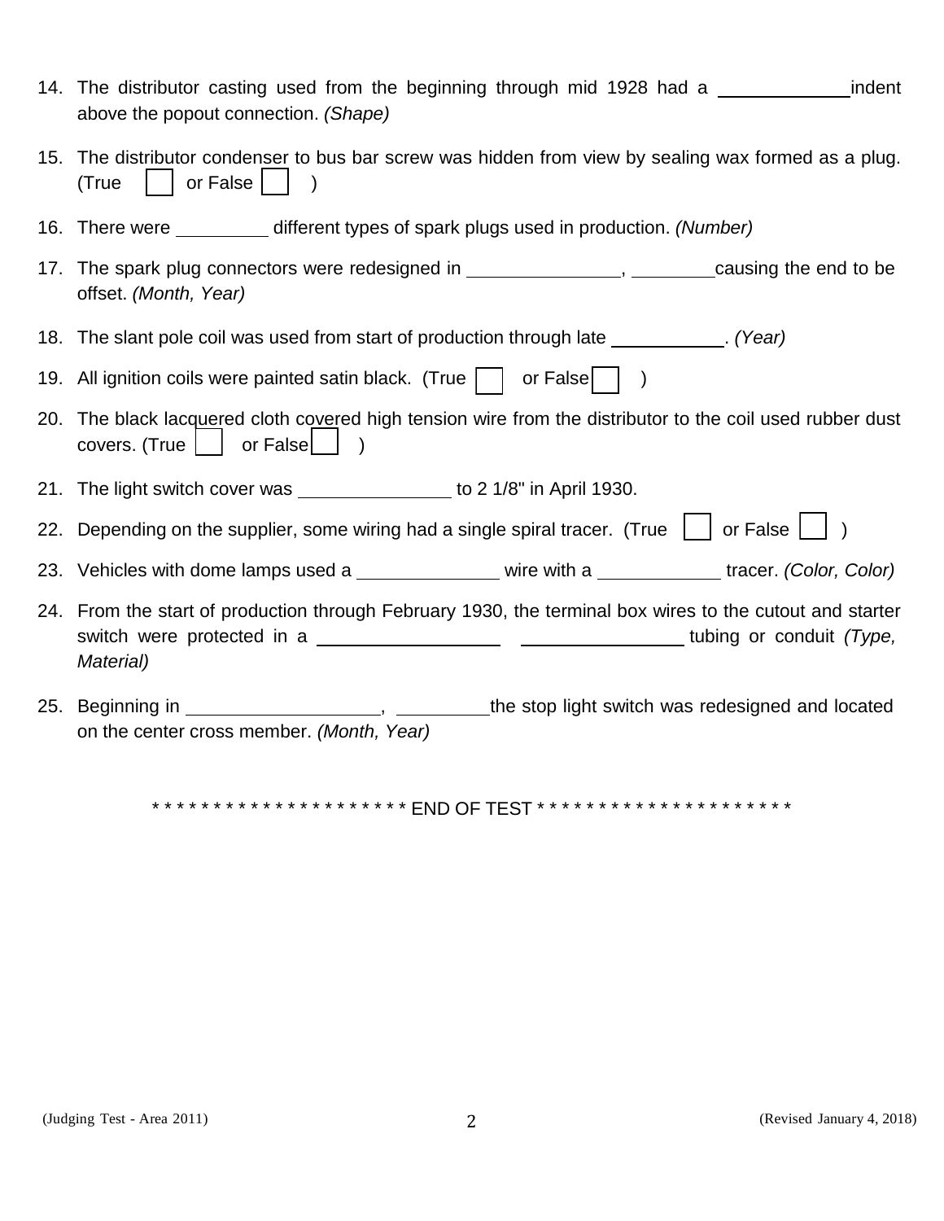14. The distributor casting used from the beginning through mid 1928 had a _____________ indent above the popout connection. *(Shape)*

15. The distributor condenser to bus bar screw was hidden from view by sealing wax formed as a plug. (True ☐ or False ☐ )

16. There were _________ different types of spark plugs used in production. *(Number)*

17. The spark plug connectors were redesigned in _______________, ________ causing the end to be offset. *(Month, Year)*

18. The slant pole coil was used from start of production through late ___________. *(Year)*

19. All ignition coils were painted satin black. (True ☐ or False ☐ )

20. The black lacquered cloth covered high tension wire from the distributor to the coil used rubber dust covers. (True ☐ or False ☐ )

21. The light switch cover was _______________ to 2 1/8" in April 1930.

22. Depending on the supplier, some wiring had a single spiral tracer. (True ☐ or False ☐ )

23. Vehicles with dome lamps used a ______________ wire with a ____________ tracer. *(Color, Color)*

24. From the start of production through February 1930, the terminal box wires to the cutout and starter switch were protected in a __________________ ________________ tubing or conduit *(Type, Material)*

25. Beginning in ___________________, _________ the stop light switch was redesigned and located on the center cross member. *(Month, Year)*

* * * * * * * * * * * * * * * * * * * * END OF TEST * * * * * * * * * * * * * * * * * * * *

(Judging Test - Area 2011) (Revised January 4, 2018)